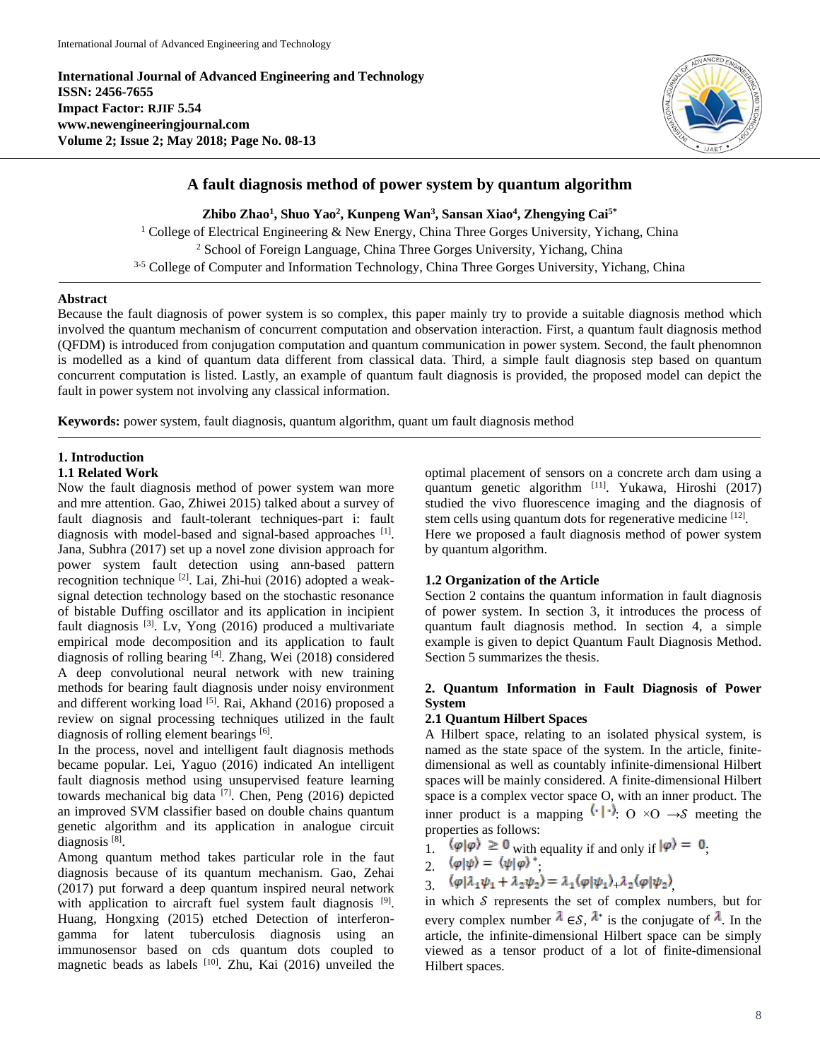**International Journal of Advanced Engineering and Technology**
**ISSN: 2456-7655**
**Impact Factor: RJIF 5.54**
**www.newengineeringjournal.com**
**Volume 2; Issue 2; May 2018; Page No. 08-13**

# A fault diagnosis method of power system by quantum algorithm

**Zhibo Zhao[1], Shuo Yao[2], Kunpeng Wan[3], Sansan Xiao[4], Zhengying Cai[5*]**

[1] College of Electrical Engineering & New Energy, China Three Gorges University, Yichang, China
[2] School of Foreign Language, China Three Gorges University, Yichang, China
[3-5] College of Computer and Information Technology, China Three Gorges University, Yichang, China

## Abstract

Because the fault diagnosis of power system is so complex, this paper mainly try to provide a suitable diagnosis method which involved the quantum mechanism of concurrent computation and observation interaction. First, a quantum fault diagnosis method (QFDM) is introduced from conjugation computation and quantum communication in power system. Second, the fault phenomnon is modelled as a kind of quantum data different from classical data. Third, a simple fault diagnosis step based on quantum concurrent computation is listed. Lastly, an example of quantum fault diagnosis is provided, the proposed model can depict the fault in power system not involving any classical information.

**Keywords:** power system, fault diagnosis, quantum algorithm, quant um fault diagnosis method

## 1. Introduction

### 1.1 Related Work

Now the fault diagnosis method of power system wan more and mre attention. Gao, Zhiwei 2015) talked about a survey of fault diagnosis and fault-tolerant techniques-part i: fault diagnosis with model-based and signal-based approaches [1]. Jana, Subhra (2017) set up a novel zone division approach for power system fault detection using ann-based pattern recognition technique [2]. Lai, Zhi-hui (2016) adopted a weak-signal detection technology based on the stochastic resonance of bistable Duffing oscillator and its application in incipient fault diagnosis [3]. Lv, Yong (2016) produced a multivariate empirical mode decomposition and its application to fault diagnosis of rolling bearing [4]. Zhang, Wei (2018) considered A deep convolutional neural network with new training methods for bearing fault diagnosis under noisy environment and different working load [5]. Rai, Akhand (2016) proposed a review on signal processing techniques utilized in the fault diagnosis of rolling element bearings [6].

In the process, novel and intelligent fault diagnosis methods became popular. Lei, Yaguo (2016) indicated An intelligent fault diagnosis method using unsupervised feature learning towards mechanical big data [7]. Chen, Peng (2016) depicted an improved SVM classifier based on double chains quantum genetic algorithm and its application in analogue circuit diagnosis [8].

Among quantum method takes particular role in the faut diagnosis because of its quantum mechanism. Gao, Zehai (2017) put forward a deep quantum inspired neural network with application to aircraft fuel system fault diagnosis [9]. Huang, Hongxing (2015) etched Detection of interferon-gamma for latent tuberculosis diagnosis using an immunosensor based on cds quantum dots coupled to magnetic beads as labels [10]. Zhu, Kai (2016) unveiled the optimal placement of sensors on a concrete arch dam using a quantum genetic algorithm [11]. Yukawa, Hiroshi (2017) studied the vivo fluorescence imaging and the diagnosis of stem cells using quantum dots for regenerative medicine [12].

Here we proposed a fault diagnosis method of power system by quantum algorithm.

### 1.2 Organization of the Article

Section 2 contains the quantum information in fault diagnosis of power system. In section 3, it introduces the process of quantum fault diagnosis method. In section 4, a simple example is given to depict Quantum Fault Diagnosis Method. Section 5 summarizes the thesis.

## 2. Quantum Information in Fault Diagnosis of Power System

### 2.1 Quantum Hilbert Spaces

A Hilbert space, relating to an isolated physical system, is named as the state space of the system. In the article, finite-dimensional as well as countably infinite-dimensional Hilbert spaces will be mainly considered. A finite-dimensional Hilbert space is a complex vector space O, with an inner product. The inner product is a mapping $\langle \cdot | \cdot \rangle$: O ×O →$\mathcal{S}$ meeting the properties as follows:

1. $\langle \varphi | \varphi \rangle \geq 0$ with equality if and only if $|\varphi\rangle = 0$;
2. $\langle \varphi | \psi \rangle = \langle \psi | \varphi \rangle^*$;
3. $\langle \varphi | \lambda_1 \psi_1 + \lambda_2 \psi_2 \rangle = \lambda_1 \langle \varphi | \psi_1 \rangle + \lambda_2 \langle \varphi | \psi_2 \rangle$,

in which $\mathcal{S}$ represents the set of complex numbers, but for every complex number $\lambda \in \mathcal{S}$, $\lambda^*$ is the conjugate of $\lambda$. In the article, the infinite-dimensional Hilbert space can be simply viewed as a tensor product of a lot of finite-dimensional Hilbert spaces.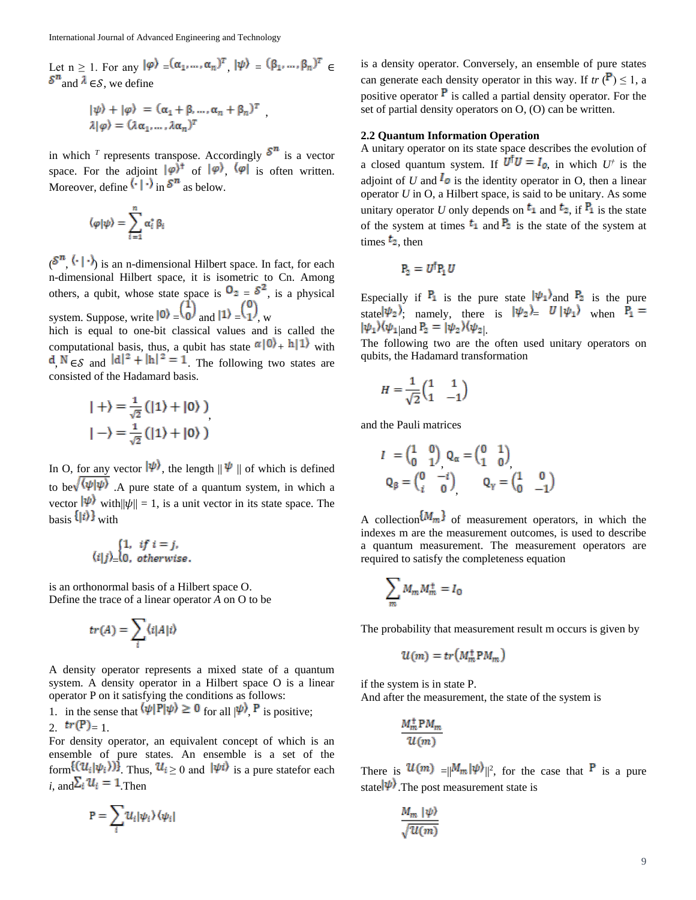Let n ≥ 1. For any $|\varphi\rangle = (\alpha_1, \ldots, \alpha_n)^T$, $|\psi\rangle = (\beta_1, \ldots, \beta_n)^T \in \mathcal{S}^n$ and $\lambda \in \mathcal{S}$, we define

$$|\psi\rangle + |\varphi\rangle = (\alpha_1 + \beta, \ldots, \alpha_n + \beta_n)^T,$$
$$\lambda|\varphi\rangle = (\lambda\alpha_1, \ldots, \lambda\alpha_n)^T$$

in which $^T$ represents transpose. Accordingly $\mathcal{S}^n$ is a vector space. For the adjoint $|\varphi\rangle^\dagger$ of $|\varphi\rangle$, $\langle\varphi|$ is often written. Moreover, define $\langle\cdot|\cdot\rangle$ in $\mathcal{S}^n$ as below.

$$\langle\varphi|\psi\rangle = \sum_{i=1}^{n} \alpha_i^* \beta_i$$

($\mathcal{S}^n$, $\langle\cdot|\cdot\rangle$) is an n-dimensional Hilbert space. In fact, for each n-dimensional Hilbert space, it is isometric to Cn. Among others, a qubit, whose state space is $O_2 = \mathcal{S}^2$, is a physical system. Suppose, write $|0\rangle = \begin{pmatrix}1\\0\end{pmatrix}$ and $|1\rangle = \begin{pmatrix}0\\1\end{pmatrix}$, which is equal to one-bit classical values and is called the computational basis, thus, a qubit has state $\alpha|0\rangle + h|1\rangle$ with $d, N \in \mathcal{S}$ and $|d|^2 + |h|^2 = 1$. The following two states are consisted of the Hadamard basis.

$$|+\rangle = \frac{1}{\sqrt{2}}(|1\rangle + |0\rangle),$$
$$|-\rangle = \frac{1}{\sqrt{2}}(|1\rangle + |0\rangle)$$

In O, for any vector $|\psi\rangle$, the length $\|\psi\|$ of which is defined to be $\sqrt{\langle\psi|\psi\rangle}$. A pure state of a quantum system, in which a vector $|\psi\rangle$ with $\|\psi\| = 1$, is a unit vector in its state space. The basis $\{|i\rangle\}$ with

$$\langle i|j\rangle = \begin{cases} 1, & \text{if } i = j, \\ 0, & \text{otherwise}. \end{cases}$$

is an orthonormal basis of a Hilbert space O.
Define the trace of a linear operator $A$ on O to be

$$tr(A) = \sum_i \langle i|A|i\rangle$$

A density operator represents a mixed state of a quantum system. A density operator in a Hilbert space O is a linear operator P on it satisfying the conditions as follows:

1. in the sense that $\langle\psi|P|\psi\rangle \geq 0$ for all $|\psi\rangle$, P is positive;
2. $tr(P) = 1$.

For density operator, an equivalent concept of which is an ensemble of pure states. An ensemble is a set of the form $\{(\mathcal{U}_i|\psi_i\rangle)\}$. Thus, $\mathcal{U}_i \geq 0$ and $|\psi_i\rangle$ is a pure state for each $i$, and $\sum_i \mathcal{U}_i = 1$. Then

$$P = \sum_i \mathcal{U}_i|\psi_i\rangle\langle\psi_i|$$

is a density operator. Conversely, an ensemble of pure states can generate each density operator in this way. If $tr(P) \leq 1$, a positive operator P is called a partial density operator. For the set of partial density operators on O, (O) can be written.

### 2.2 Quantum Information Operation

A unitary operator on its state space describes the evolution of a closed quantum system. If $U^\dagger U = I_O$, in which $U^\dagger$ is the adjoint of $U$ and $I_O$ is the identity operator in O, then a linear operator $U$ in O, a Hilbert space, is said to be unitary. As some unitary operator $U$ only depends on $t_1$ and $t_2$, if $P_1$ is the state of the system at times $t_1$ and $P_2$ is the state of the system at times $t_2$, then

$$P_2 = U^\dagger P_1 U$$

Especially if $P_1$ is the pure state $|\psi_1\rangle$ and $P_2$ is the pure state $|\psi_2\rangle$; namely, there is $|\psi_2\rangle = U|\psi_1\rangle$ when $P_1 = |\psi_1\rangle\langle\psi_1|$ and $P_2 = |\psi_2\rangle\langle\psi_2|$.
The following two are the often used unitary operators on qubits, the Hadamard transformation

$$H = \frac{1}{\sqrt{2}}\begin{pmatrix}1 & 1\\1 & -1\end{pmatrix}$$

and the Pauli matrices

$$I = \begin{pmatrix}1 & 0\\0 & 1\end{pmatrix}, \quad Q_\alpha = \begin{pmatrix}0 & 1\\1 & 0\end{pmatrix},$$
$$Q_\beta = \begin{pmatrix}0 & -i\\i & 0\end{pmatrix}, \quad Q_\gamma = \begin{pmatrix}1 & 0\\0 & -1\end{pmatrix}$$

A collection $\{M_m\}$ of measurement operators, in which the indexes m are the measurement outcomes, is used to describe a quantum measurement. The measurement operators are required to satisfy the completeness equation

$$\sum_m M_m M_m^\dagger = I_O$$

The probability that measurement result m occurs is given by

$$\mathcal{U}(m) = tr(M_m^\dagger P M_m)$$

if the system is in state P.
And after the measurement, the state of the system is

$$\frac{M_m^\dagger P M_m}{\mathcal{U}(m)}$$

There is $\mathcal{U}(m) = \|M_m|\psi\rangle\|^2$, for the case that P is a pure state $|\psi\rangle$. The post measurement state is

$$\frac{M_m|\psi\rangle}{\sqrt{\mathcal{U}(m)}}$$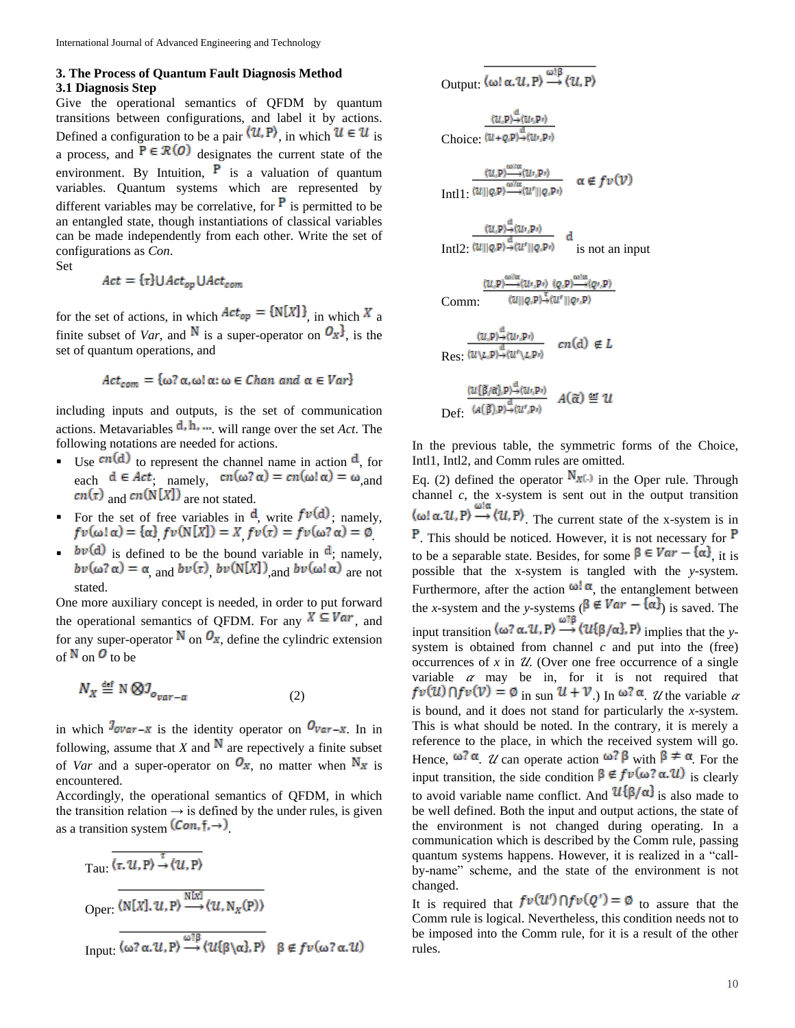## 3. The Process of Quantum Fault Diagnosis Method

### 3.1 Diagnosis Step

Give the operational semantics of QFDM by quantum transitions between configurations, and label it by actions. Defined a configuration to be a pair $\langle \mathcal{U}, \mathrm{P}\rangle$, in which $\mathcal{U} \in \mathcal{U}$ is a process, and $\mathrm{P} \in \mathcal{R}(O)$ designates the current state of the environment. By Intuition, $\mathrm{P}$ is a valuation of quantum variables. Quantum systems which are represented by different variables may be correlative, for $\mathrm{P}$ is permitted to be an entangled state, though instantiations of classical variables can be made independently from each other. Write the set of configurations as *Con*.

Set

$$Act = \{\tau\} \cup Act_{op} \cup Act_{com}$$

for the set of actions, in which $Act_{op} = \{\mathrm{N}[X]\}$, in which $X$ a finite subset of *Var*, and $\mathrm{N}$ is a super-operator on $O_X\}$, is the set of quantum operations, and

$$Act_{com} = \{\omega?\alpha, \omega!\alpha : \omega \in Chan \text{ and } \alpha \in Var\}$$

including inputs and outputs, is the set of communication actions. Metavariables $\mathrm{d}, \mathrm{h}, \cdots$ will range over the set *Act*. The following notations are needed for actions.

- Use $cn(\mathrm{d})$ to represent the channel name in action $\mathrm{d}$, for each $\mathrm{d} \in Act$; namely, $cn(\omega?\alpha) = cn(\omega!\alpha) = \omega$, and $cn(\tau)$ and $cn(\mathrm{N}[X])$ are not stated.
- For the set of free variables in $\mathrm{d}$, write $fv(\mathrm{d})$; namely, $fv(\omega!\alpha) = \{\alpha\}$, $fv(\mathrm{N}[X]) = X$, $fv(\tau) = fv(\omega?\alpha) = \emptyset$.
- $bv(\mathrm{d})$ is defined to be the bound variable in $\mathrm{d}$; namely, $bv(\omega?\alpha) = \alpha$, and $bv(\tau)$, $bv(\mathrm{N}[X])$, and $bv(\omega!\alpha)$ are not stated.

One more auxiliary concept is needed, in order to put forward the operational semantics of QFDM. For any $X \subseteq Var$, and for any super-operator $\mathrm{N}$ on $O_X$, define the cylindric extension of $\mathrm{N}$ on $O$ to be

$$N_X \stackrel{\text{def}}{=} \mathrm{N} \otimes \mathcal{J}_{o_{var-\alpha}} \tag{2}$$

in which $\mathcal{J}_{ovar-X}$ is the identity operator on $O_{Var-X}$. In in following, assume that $X$ and $\mathrm{N}$ are repectively a finite subset of *Var* and a super-operator on $O_X$, no matter when $\mathrm{N}_X$ is encountered.

Accordingly, the operational semantics of QFDM, in which the transition relation $\rightarrow$ is defined by the under rules, is given as a transition system $(Con, \mathfrak{f}, \rightarrow)$.

Tau: $\dfrac{}{\langle \tau.\mathcal{U}, \mathrm{P}\rangle \stackrel{\tau}{\rightarrow} \langle \mathcal{U}, \mathrm{P}\rangle}$

Oper: $\dfrac{}{\langle \mathrm{N}[X].\mathcal{U}, \mathrm{P}\rangle \stackrel{\mathrm{N}[X]}{\longrightarrow} \langle \mathcal{U}, \mathrm{N}_X(\mathrm{P})\rangle}$

Input: $\dfrac{}{\langle \omega?\alpha.\mathcal{U}, \mathrm{P}\rangle \stackrel{\omega?\beta}{\longrightarrow} \langle \mathcal{U}\{\beta\backslash\alpha\}, \mathrm{P}\rangle} \quad \beta \notin fv(\omega?\alpha.\mathcal{U})$

Output: $\dfrac{}{\langle \omega!\alpha.\mathcal{U}, \mathrm{P}\rangle \stackrel{\omega!\beta}{\longrightarrow} \langle \mathcal{U}, \mathrm{P}\rangle}$

Choice: $\dfrac{\langle \mathcal{U}, \mathrm{P}\rangle \stackrel{\mathrm{d}}{\rightarrow} \langle \mathcal{U}', \mathrm{P}'\rangle}{\langle \mathcal{U}+\mathcal{Q}, \mathrm{P}\rangle \stackrel{\mathrm{d}}{\rightarrow} \langle \mathcal{U}', \mathrm{P}'\rangle}$

Intl1: $\dfrac{\langle \mathcal{U}, \mathrm{P}\rangle \stackrel{\omega?\alpha}{\longrightarrow} \langle \mathcal{U}', \mathrm{P}'\rangle}{\langle \mathcal{U} \| \mathcal{Q}, \mathrm{P}\rangle \stackrel{\omega?\alpha}{\longrightarrow} \langle \mathcal{U}' \| \mathcal{Q}, \mathrm{P}'\rangle} \quad \alpha \notin fv(\mathcal{V})$

Intl2: $\dfrac{\langle \mathcal{U}, \mathrm{P}\rangle \stackrel{\mathrm{d}}{\rightarrow} \langle \mathcal{U}', \mathrm{P}'\rangle}{\langle \mathcal{U} \| \mathcal{Q}, \mathrm{P}\rangle \stackrel{\mathrm{d}}{\rightarrow} \langle \mathcal{U}' \| \mathcal{Q}, \mathrm{P}'\rangle} \quad \mathrm{d}$ is not an input

Comm: $\dfrac{\langle \mathcal{U}, \mathrm{P}\rangle \stackrel{\omega?\alpha}{\longrightarrow} \langle \mathcal{U}', \mathrm{P}'\rangle \quad \langle \mathcal{Q}, \mathrm{P}\rangle \stackrel{\omega!\alpha}{\longrightarrow} \langle \mathcal{Q}', \mathrm{P}\rangle}{\langle \mathcal{U} \| \mathcal{Q}, \mathrm{P}\rangle \stackrel{\tau}{\rightarrow} \langle \mathcal{U}' \| \mathcal{Q}', \mathrm{P}\rangle}$

Res: $\dfrac{\langle \mathcal{U}, \mathrm{P}\rangle \stackrel{\mathrm{d}}{\rightarrow} \langle \mathcal{U}', \mathrm{P}'\rangle}{\langle \mathcal{U} \backslash L, \mathrm{P}\rangle \stackrel{\mathrm{d}}{\rightarrow} \langle \mathcal{U}' \backslash L, \mathrm{P}'\rangle} \quad cn(\mathrm{d}) \notin L$

Def: $\dfrac{\langle \mathcal{U}\{\vec{\beta}/\vec{\alpha}\}, \mathrm{P}\rangle \stackrel{\mathrm{d}}{\rightarrow} \langle \mathcal{U}', \mathrm{P}'\rangle}{\langle A(\vec{\beta}), \mathrm{P}\rangle \stackrel{\mathrm{d}}{\rightarrow} \langle \mathcal{U}', \mathrm{P}'\rangle} \quad A(\vec{\alpha}) \stackrel{\text{def}}{=} \mathcal{U}$

In the previous table, the symmetric forms of the Choice, Intl1, Intl2, and Comm rules are omitted.

Eq. (2) defined the operator $\mathrm{N}_{X(\cdot)}$ in the Oper rule. Through channel *c*, the x-system is sent out in the output transition $\langle \omega!\alpha.\mathcal{U}, \mathrm{P}\rangle \stackrel{\omega!\alpha}{\longrightarrow} \langle \mathcal{U}, \mathrm{P}\rangle$. The current state of the x-system is in $\mathrm{P}$. This should be noticed. However, it is not necessary for $\mathrm{P}$ to be a separable state. Besides, for some $\beta \in Var - \{\alpha\}$, it is possible that the x-system is tangled with the *y*-system. Furthermore, after the action $\omega!\alpha$, the entanglement between the *x*-system and the *y*-systems ($\beta \notin Var - \{\alpha\}$) is saved. The input transition $\langle \omega?\alpha.\mathcal{U}, \mathrm{P}\rangle \stackrel{\omega?\beta}{\longrightarrow} \langle \mathcal{U}\{\beta/\alpha\}, \mathrm{P}\rangle$ implies that the *y*-system is obtained from channel *c* and put into the (free) occurrences of *x* in $\mathcal{U}$. (Over one free occurrence of a single variable $\alpha$ may be in, for it is not required that $fv(\mathcal{U}) \cap fv(\mathcal{V}) = \emptyset$ in sun $\mathcal{U} + \mathcal{V}$.) In $\omega?\alpha$. $\mathcal{U}$ the variable $\alpha$ is bound, and it does not stand for particularly the *x*-system. This is what should be noted. In the contrary, it is merely a reference to the place, in which the received system will go. Hence, $\omega?\alpha$. $\mathcal{U}$ can operate action $\omega?\beta$ with $\beta \neq \alpha$. For the input transition, the side condition $\beta \notin fv(\omega?\alpha.\mathcal{U})$ is clearly to avoid variable name conflict. And $\mathcal{U}\{\beta/\alpha\}$ is also made to be well defined. Both the input and output actions, the state of the environment is not changed during operating. In a communication which is described by the Comm rule, passing quantum systems happens. However, it is realized in a "call-by-name" scheme, and the state of the environment is not changed.

It is required that $fv(\mathcal{U}') \cap fv(\mathcal{Q}') = \emptyset$ to assure that the Comm rule is logical. Nevertheless, this condition needs not to be imposed into the Comm rule, for it is a result of the other rules.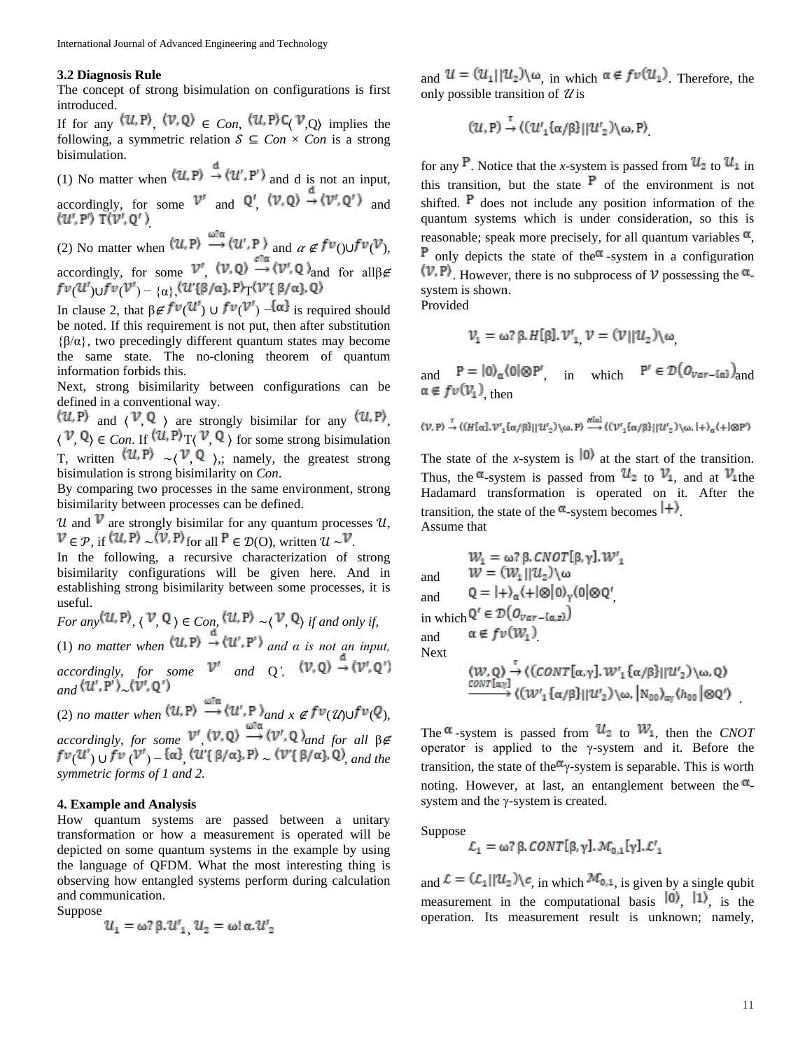### 3.2 Diagnosis Rule

The concept of strong bisimulation on configurations is first introduced.

If for any $\langle \mathcal{U}, \mathrm{P}\rangle$, $\langle \mathcal{V}, \mathrm{Q}\rangle \in Con$, $\langle \mathcal{U}, \mathrm{P}\rangle \mathcal{C} \langle \mathcal{V}, \mathrm{Q}\rangle$ implies the following, a symmetric relation $\mathcal{S} \subseteq Con \times Con$ is a strong bisimulation.

(1) No matter when $\langle \mathcal{U}, \mathrm{P}\rangle \xrightarrow{d} \langle \mathcal{U}', \mathrm{P}'\rangle$ and d is not an input, accordingly, for some $\mathcal{V}'$ and $\mathrm{Q}'$, $\langle \mathcal{V}, \mathrm{Q}\rangle \xrightarrow{d} \langle \mathcal{V}', \mathrm{Q}'\rangle$ and $\langle \mathcal{U}', \mathrm{P}'\rangle \, \mathrm{T} \langle \mathcal{V}', \mathrm{Q}'\rangle$.

(2) No matter when $\langle \mathcal{U}, \mathrm{P}\rangle \xrightarrow{\omega?\alpha} \langle \mathcal{U}', \mathrm{P}\rangle$ and $\alpha \notin fv() \cup fv(\mathcal{V})$, accordingly, for some $\mathcal{V}'$, $\langle \mathcal{V}, \mathrm{Q}\rangle \xrightarrow{c?\alpha} \langle \mathcal{V}', \mathrm{Q}\rangle$ and for all $\beta \notin fv(\mathcal{U}') \cup fv(\mathcal{V}') - \{\alpha\}$, $\langle \mathcal{U}'\{\beta/\alpha\}, \mathrm{P}\rangle \mathrm{T} \langle \mathcal{V}'\{\beta/\alpha\}, \mathrm{Q}\rangle$

In clause 2, that $\beta \notin fv(\mathcal{U}') \cup fv(\mathcal{V}') - \{\alpha\}$ is required should be noted. If this requirement is not put, then after substitution $\{\beta/\alpha\}$, two precedingly different quantum states may become the same state. The no-cloning theorem of quantum information forbids this.

Next, strong bisimilarity between configurations can be defined in a conventional way.

$\langle \mathcal{U}, \mathrm{P}\rangle$ and $\langle \mathcal{V}, \mathrm{Q}\rangle$ are strongly bisimilar for any $\langle \mathcal{U}, \mathrm{P}\rangle$, $\langle \mathcal{V}, \mathrm{Q}\rangle \in Con$. If $\langle \mathcal{U}, \mathrm{P}\rangle \mathrm{T} \langle \mathcal{V}, \mathrm{Q}\rangle$ for some strong bisimulation T, written $\langle \mathcal{U}, \mathrm{P}\rangle \sim \langle \mathcal{V}, \mathrm{Q}\rangle$,; namely, the greatest strong bisimulation is strong bisimilarity on $Con$.

By comparing two processes in the same environment, strong bisimilarity between processes can be defined.

$\mathcal{U}$ and $\mathcal{V}$ are strongly bisimilar for any quantum processes $\mathcal{U}$, $\mathcal{V} \in \mathcal{P}$, if $\langle \mathcal{U}, \mathrm{P}\rangle \sim \langle \mathcal{V}, \mathrm{P}\rangle$ for all $\mathrm{P} \in \mathcal{D}(\mathrm{O})$, written $\mathcal{U} \sim \mathcal{V}$.

In the following, a recursive characterization of strong bisimilarity configurations will be given here. And in establishing strong bisimilarity between some processes, it is useful.

*For any* $\langle \mathcal{U}, \mathrm{P}\rangle$, $\langle \mathcal{V}, \mathrm{Q}\rangle \in Con$, $\langle \mathcal{U}, \mathrm{P}\rangle \sim \langle \mathcal{V}, \mathrm{Q}\rangle$ *if and only if,*

(1) *no matter when* $\langle \mathcal{U}, \mathrm{P}\rangle \xrightarrow{d} \langle \mathcal{U}', \mathrm{P}'\rangle$ *and α is not an input, accordingly, for some* $\mathcal{V}'$ *and* $\mathrm{Q}'$, $\langle \mathcal{V}, \mathrm{Q}\rangle \xrightarrow{d} \langle \mathcal{V}', \mathrm{Q}'\rangle$ *and* $\langle \mathcal{U}', \mathrm{P}'\rangle \sim \langle \mathcal{V}', \mathrm{Q}'\rangle$

(2) *no matter when* $\langle \mathcal{U}, \mathrm{P}\rangle \xrightarrow{\omega?\alpha} \langle \mathcal{U}', \mathrm{P}\rangle$ *and* $x \notin fv(\mathcal{U}) \cup fv(\mathcal{Q})$, *accordingly, for some* $\mathcal{V}'$, $\langle \mathcal{V}, \mathrm{Q}\rangle \xrightarrow{\omega?\alpha} \langle \mathcal{V}', \mathrm{Q}\rangle$ *and for all* $\beta \notin fv(\mathcal{U}') \cup fv(\mathcal{V}') - \{\alpha\}$, $\langle \mathcal{U}'\{\beta/\alpha\}, \mathrm{P}\rangle \sim \langle \mathcal{V}'\{\beta/\alpha\}, \mathrm{Q}\rangle$, *and the symmetric forms of 1 and 2.*

## 4. Example and Analysis

How quantum systems are passed between a unitary transformation or how a measurement is operated will be depicted on some quantum systems in the example by using the language of QFDM. What the most interesting thing is observing how entangled systems perform during calculation and communication.

Suppose

$$\mathcal{U}_1 = \omega?\beta.\mathcal{U}'_1, \; \mathcal{U}_2 = \omega!\alpha.\mathcal{U}'_2$$

and $\mathcal{U} = (\mathcal{U}_1 || \mathcal{U}_2)\backslash\omega$, in which $\alpha \notin fv(\mathcal{U}_1)$. Therefore, the only possible transition of $\mathcal{U}$ is

$$\langle \mathcal{U}, \mathrm{P}\rangle \xrightarrow{\tau} \langle (\mathcal{U}'_1\{\alpha/\beta\} || \mathcal{U}'_2)\backslash\omega, \mathrm{P}\rangle$$

for any $\mathrm{P}$. Notice that the *x*-system is passed from $\mathcal{U}_2$ to $\mathcal{U}_1$ in this transition, but the state $\mathrm{P}$ of the environment is not shifted. $\mathrm{P}$ does not include any position information of the quantum systems which is under consideration, so this is reasonable; speak more precisely, for all quantum variables $\alpha$, $\mathrm{P}$ only depicts the state of the $\alpha$-system in a configuration $\langle \mathcal{V}, \mathrm{P}\rangle$. However, there is no subprocess of $\mathcal{V}$ possessing the $\alpha$-system is shown.

Provided

$$\mathcal{V}_1 = \omega?\beta.H[\beta].\mathcal{V}'_1, \; \mathcal{V} = (\mathcal{V} || \mathcal{U}_2)\backslash\omega,$$

and $\mathrm{P} = |0\rangle_\alpha\langle 0| \otimes \mathrm{P}'$, in which $\mathrm{P}' \in \mathcal{D}(O_{Var-\{\alpha\}})$ and $\alpha \notin fv(\mathcal{V}_1)$, then

$$\langle \mathcal{V}, \mathrm{P}\rangle \xrightarrow{\tau} \langle (H[\alpha].\mathcal{V}'_1\{\alpha/\beta\} || \mathcal{U}'_2)\backslash\omega, \mathrm{P}\rangle \xrightarrow{H[\alpha]} \langle (\mathcal{V}'_1\{\alpha/\beta\} || \mathcal{U}'_2)\backslash\omega, |+\rangle_\alpha\langle + | \otimes \mathrm{P}'\rangle$$

The state of the *x*-system is $|0\rangle$ at the start of the transition. Thus, the $\alpha$-system is passed from $\mathcal{U}_2$ to $\mathcal{V}_1$, and at $\mathcal{V}_1$ the Hadamard transformation is operated on it. After the transition, the state of the $\alpha$-system becomes $|+\rangle$.

Assume that

$$\mathcal{W}_1 = \omega?\beta.CNOT[\beta,\gamma].\mathcal{W}'_1$$

and
$$\mathcal{W} = (\mathcal{W}_1 || \mathcal{U}_2)\backslash\omega$$

and
$$\mathrm{Q} = |+\rangle_\alpha\langle + | \otimes |0\rangle_\gamma\langle 0| \otimes \mathrm{Q}',$$

in which $\mathrm{Q}' \in \mathcal{D}(O_{Var-\{\alpha,z\}})$

and $\alpha \notin fv(\mathcal{W}_1)$.

Next

$$\langle \mathcal{W}, \mathrm{Q}\rangle \xrightarrow{\tau} \langle (CONT[\alpha,\gamma].\mathcal{W}'_1\{\alpha/\beta\} || \mathcal{U}'_2)\backslash\omega, \mathrm{Q}\rangle \xrightarrow{CONT[\alpha\gamma]} \langle (\mathcal{W}'_1\{\alpha/\beta\} || \mathcal{U}'_2)\backslash\omega, |\mathrm{N}_{00}\rangle_{\alpha\gamma}\langle h_{00} | \otimes \mathrm{Q}'\rangle$$

The $\alpha$-system is passed from $\mathcal{U}_2$ to $\mathcal{W}_1$, then the *CNOT* operator is applied to the γ-system and it. Before the transition, the state of the $\alpha$γ-system is separable. This is worth noting. However, at last, an entanglement between the $\alpha$-system and the γ-system is created.

Suppose

$$\mathcal{L}_1 = \omega?\beta.CONT[\beta,\gamma].\mathcal{M}_{0,1}[\gamma].\mathcal{L}'_1$$

and $\mathcal{L} = (\mathcal{L}_1 || \mathcal{U}_2)\backslash c$, in which $\mathcal{M}_{0,1}$, is given by a single qubit measurement in the computational basis $|0\rangle$, $|1\rangle$, is the operation. Its measurement result is unknown; namely,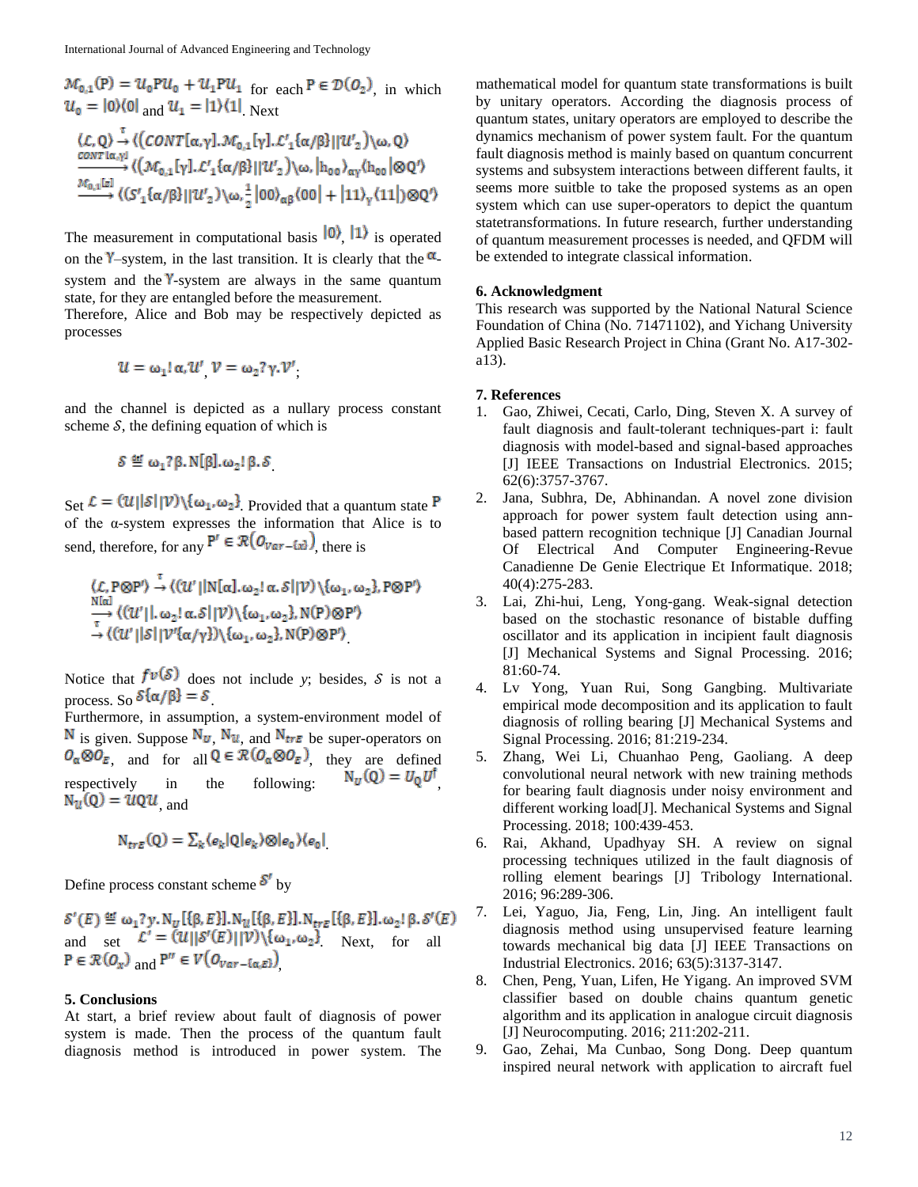$\mathcal{M}_{0,1}(\mathrm{P}) = \mathcal{U}_0 \mathrm{P} \mathcal{U}_0 + \mathcal{U}_1 \mathrm{P} \mathcal{U}_1$ for each $\mathrm{P} \in \mathcal{D}(O_2)$, in which $\mathcal{U}_0 = |0\rangle\langle 0|$ and $\mathcal{U}_1 = |1\rangle\langle 1|$. Next

$$\langle \mathcal{L}, \mathrm{Q} \rangle \xrightarrow{\tau} \langle (CONT[\alpha, \gamma].\mathcal{M}_{0,1}[\gamma].\mathcal{L}'_1\{\alpha/\beta\}||\mathcal{U}'_2)\backslash\omega, \mathrm{Q} \rangle$$
$$\xrightarrow{CONT[\alpha,\gamma]} \langle (\mathcal{M}_{0,1}[\gamma].\mathcal{L}'_1\{\alpha/\beta\}||\mathcal{U}'_2)\backslash\omega, |h_{00}\rangle_{\alpha\gamma}\langle h_{00}| \otimes \mathrm{Q}' \rangle$$
$$\xrightarrow{\mathcal{M}_{0,1}[z]} \langle (\mathcal{S}'_1\{\alpha/\beta\}||\mathcal{U}'_2)\backslash\omega, \tfrac{1}{2}|00\rangle_{\alpha\beta}\langle 00| + |11\rangle_{\gamma}\langle 11|) \otimes \mathrm{Q}' \rangle$$

The measurement in computational basis $|0\rangle$, $|1\rangle$ is operated on the $\gamma$–system, in the last transition. It is clearly that the $\alpha$-system and the $\gamma$-system are always in the same quantum state, for they are entangled before the measurement.

Therefore, Alice and Bob may be respectively depicted as processes

$$\mathcal{U} = \omega_1!\,\alpha.\mathcal{U}',\ \mathcal{V} = \omega_2?\,\gamma.\mathcal{V}';$$

and the channel is depicted as a nullary process constant scheme $\mathcal{S}$, the defining equation of which is

$$\mathcal{S} \stackrel{\mathrm{def}}{=} \omega_1?\beta.\,\mathrm{N}[\beta].\omega_2!\,\beta.\mathcal{S}.$$

Set $\mathcal{L} = (\mathcal{U}||\mathcal{S}||\mathcal{V})\backslash\{\omega_1, \omega_2\}$. Provided that a quantum state $\mathrm{P}$ of the α-system expresses the information that Alice is to send, therefore, for any $\mathrm{P}' \in \mathcal{R}(O_{Var-\{\alpha\}})$, there is

$$\langle \mathcal{L}, \mathrm{P}\otimes\mathrm{P}' \rangle \xrightarrow{\tau} \langle (\mathcal{U}'||\mathrm{N}[\alpha].\omega_2!\,\alpha.\mathcal{S}||\mathcal{V})\backslash\{\omega_1, \omega_2\}, \mathrm{P}\otimes\mathrm{P}' \rangle$$
$$\xrightarrow{\mathrm{N}[\alpha]} \langle (\mathcal{U}'||.\omega_2!\,\alpha.\mathcal{S}||\mathcal{V})\backslash\{\omega_1, \omega_2\}, \mathrm{N}(\mathrm{P})\otimes\mathrm{P}' \rangle$$
$$\xrightarrow{\tau} \langle (\mathcal{U}'||\mathcal{S}||\mathcal{V}'\{\alpha/\gamma\})\backslash\{\omega_1, \omega_2\}, \mathrm{N}(\mathrm{P})\otimes\mathrm{P}' \rangle.$$

Notice that $fv(\mathcal{S})$ does not include *y*; besides, $\mathcal{S}$ is not a process. So $\mathcal{S}\{\alpha/\beta\} = \mathcal{S}$.

Furthermore, in assumption, a system-environment model of $\mathrm{N}$ is given. Suppose $\mathrm{N}_{\mathcal{U}}$, $\mathrm{N}_{\mathcal{U}}$, and $\mathrm{N}_{trE}$ be super-operators on $O_\alpha \otimes O_E$, and for all $\mathrm{Q} \in \mathcal{R}(O_\alpha \otimes O_E)$, they are defined respectively in the following: $\mathrm{N}_{\mathcal{U}}(\mathrm{Q}) = U_{\mathrm{Q}} U^\dagger$, $\mathrm{N}_{\mathcal{U}}(\mathrm{Q}) = \mathcal{U}\mathrm{Q}\mathcal{U}$, and

$$\mathrm{N}_{trE}(\mathrm{Q}) = \textstyle\sum_k \langle e_k|\mathrm{Q}|e_k\rangle \otimes |e_0\rangle\langle e_0|.$$

Define process constant scheme $\mathcal{S}'$ by

$$\mathcal{S}'(E) \stackrel{\mathrm{def}}{=} \omega_1?\,y.\,\mathrm{N}_{\mathcal{U}}[\{\beta, E\}].\mathrm{N}_{\mathcal{U}}[\{\beta, E\}].\mathrm{N}_{trE}[\{\beta, E\}].\omega_2!\,\beta.\mathcal{S}'(E)$$

and set $\mathcal{L}' = (\mathcal{U}||\mathcal{S}'(E)||\mathcal{V})\backslash\{\omega_1, \omega_2\}$. Next, for all $\mathrm{P} \in \mathcal{R}(O_x)$ and $\mathrm{P}'' \in V(O_{Var-\{\alpha,E\}})$,

## 5. Conclusions

At start, a brief review about fault of diagnosis of power system is made. Then the process of the quantum fault diagnosis method is introduced in power system. The mathematical model for quantum state transformations is built by unitary operators. According the diagnosis process of quantum states, unitary operators are employed to describe the dynamics mechanism of power system fault. For the quantum fault diagnosis method is mainly based on quantum concurrent systems and subsystem interactions between different faults, it seems more suitble to take the proposed systems as an open system which can use super-operators to depict the quantum statetransformations. In future research, further understanding of quantum measurement processes is needed, and QFDM will be extended to integrate classical information.

## 6. Acknowledgment

This research was supported by the National Natural Science Foundation of China (No. 71471102), and Yichang University Applied Basic Research Project in China (Grant No. A17-302-a13).

## 7. References

1. Gao, Zhiwei, Cecati, Carlo, Ding, Steven X. A survey of fault diagnosis and fault-tolerant techniques-part i: fault diagnosis with model-based and signal-based approaches [J] IEEE Transactions on Industrial Electronics. 2015; 62(6):3757-3767.
2. Jana, Subhra, De, Abhinandan. A novel zone division approach for power system fault detection using ann-based pattern recognition technique [J] Canadian Journal Of Electrical And Computer Engineering-Revue Canadienne De Genie Electrique Et Informatique. 2018; 40(4):275-283.
3. Lai, Zhi-hui, Leng, Yong-gang. Weak-signal detection based on the stochastic resonance of bistable duffing oscillator and its application in incipient fault diagnosis [J] Mechanical Systems and Signal Processing. 2016; 81:60-74.
4. Lv Yong, Yuan Rui, Song Gangbing. Multivariate empirical mode decomposition and its application to fault diagnosis of rolling bearing [J] Mechanical Systems and Signal Processing. 2016; 81:219-234.
5. Zhang, Wei Li, Chuanhao Peng, Gaoliang. A deep convolutional neural network with new training methods for bearing fault diagnosis under noisy environment and different working load[J]. Mechanical Systems and Signal Processing. 2018; 100:439-453.
6. Rai, Akhand, Upadhyay SH. A review on signal processing techniques utilized in the fault diagnosis of rolling element bearings [J] Tribology International. 2016; 96:289-306.
7. Lei, Yaguo, Jia, Feng, Lin, Jing. An intelligent fault diagnosis method using unsupervised feature learning towards mechanical big data [J] IEEE Transactions on Industrial Electronics. 2016; 63(5):3137-3147.
8. Chen, Peng, Yuan, Lifen, He Yigang. An improved SVM classifier based on double chains quantum genetic algorithm and its application in analogue circuit diagnosis [J] Neurocomputing. 2016; 211:202-211.
9. Gao, Zehai, Ma Cunbao, Song Dong. Deep quantum inspired neural network with application to aircraft fuel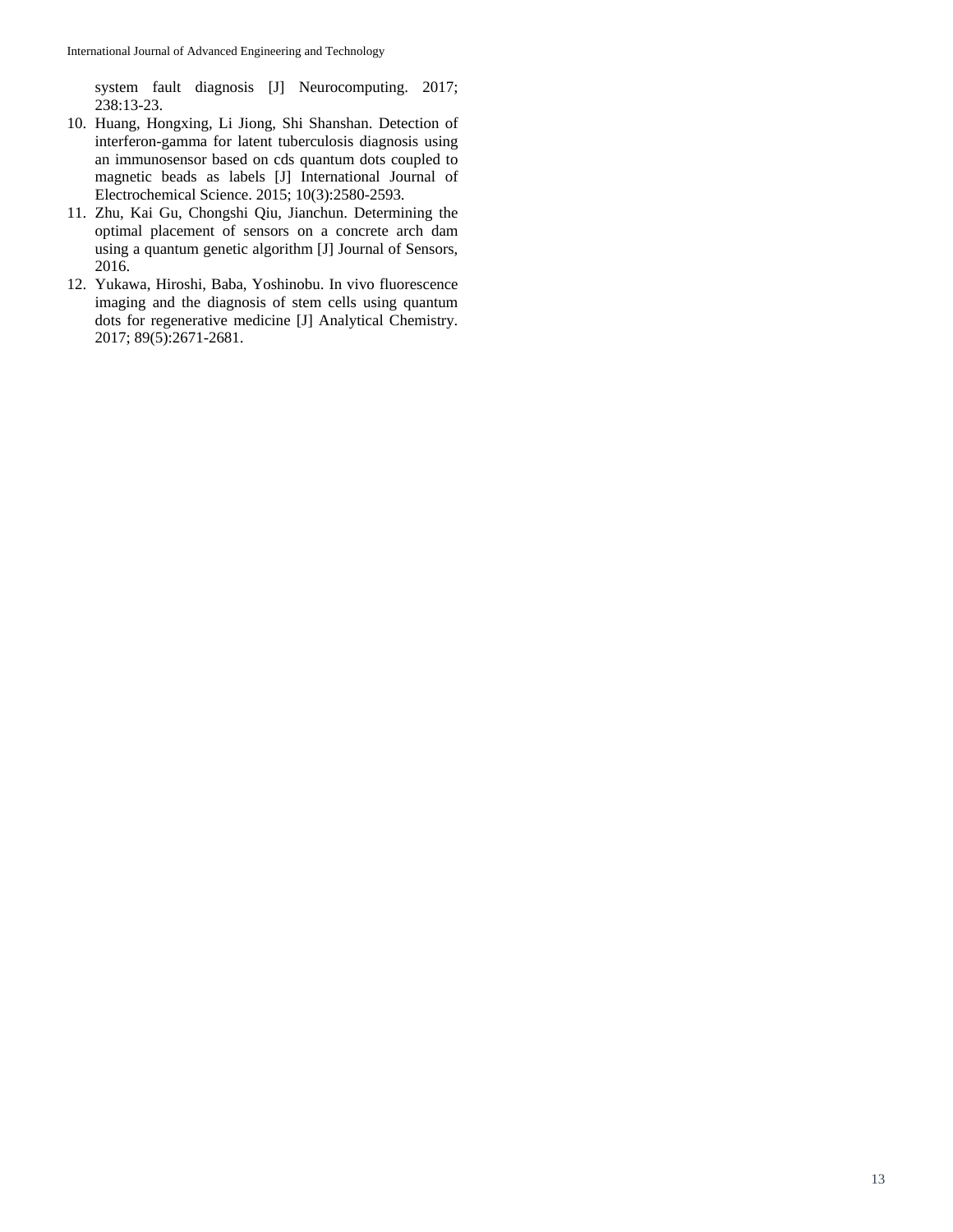system fault diagnosis [J] Neurocomputing. 2017; 238:13-23.

10. Huang, Hongxing, Li Jiong, Shi Shanshan. Detection of interferon-gamma for latent tuberculosis diagnosis using an immunosensor based on cds quantum dots coupled to magnetic beads as labels [J] International Journal of Electrochemical Science. 2015; 10(3):2580-2593.
11. Zhu, Kai Gu, Chongshi Qiu, Jianchun. Determining the optimal placement of sensors on a concrete arch dam using a quantum genetic algorithm [J] Journal of Sensors, 2016.
12. Yukawa, Hiroshi, Baba, Yoshinobu. In vivo fluorescence imaging and the diagnosis of stem cells using quantum dots for regenerative medicine [J] Analytical Chemistry. 2017; 89(5):2671-2681.